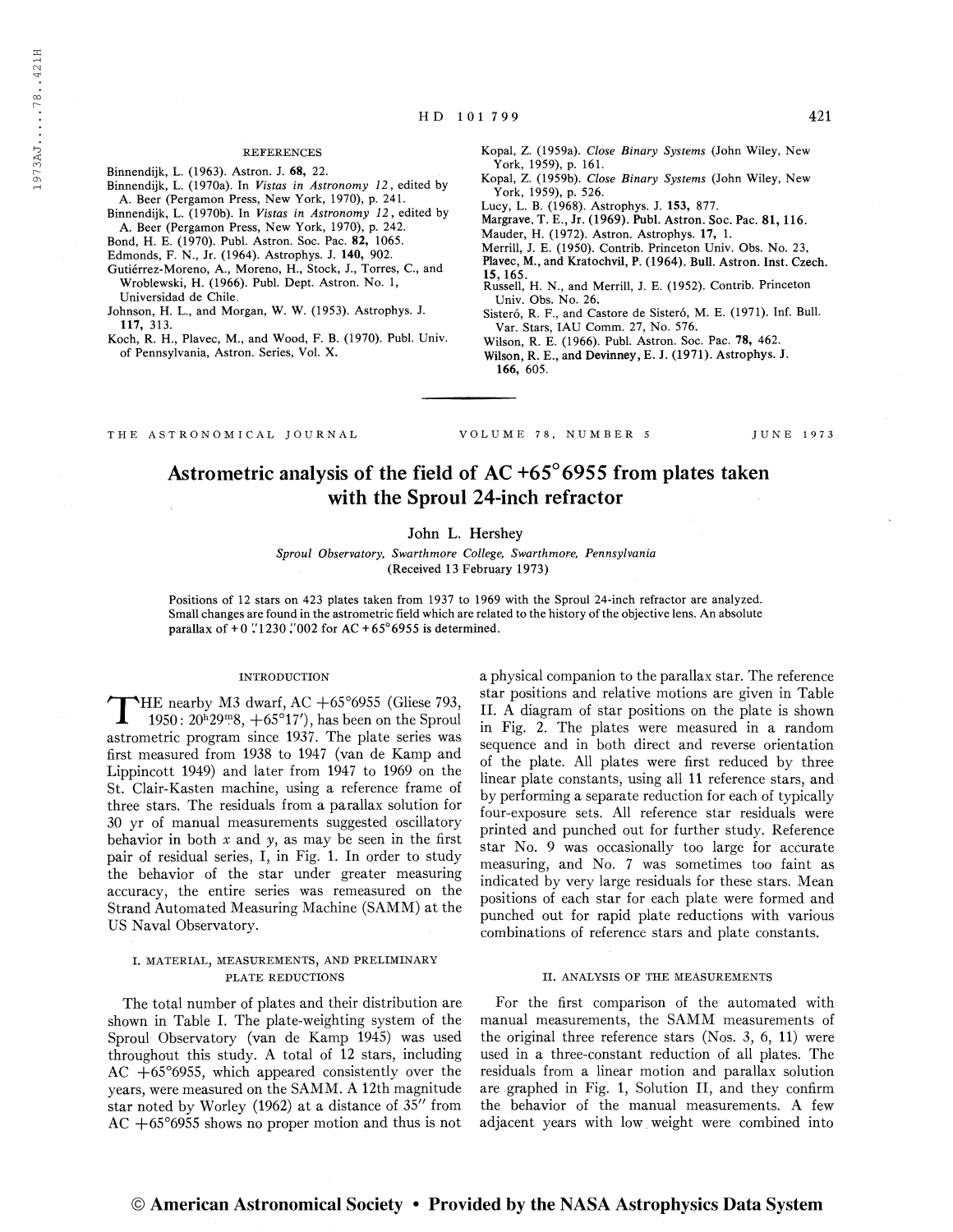REFERENCES

Binnendijk, L. (1963). Astron. J. **68**, 22.
Binnendijk, L. (1970a). In *Vistas in Astronomy 12*, edited by A. Beer (Pergamon Press, New York, 1970), p. 241.
Binnendijk, L. (1970b). In *Vistas in Astronomy 12*, edited by A. Beer (Pergamon Press, New York, 1970), p. 242.
Bond, H. E. (1970). Publ. Astron. Soc. Pac. **82**, 1065.
Edmonds, F. N., Jr. (1964). Astrophys. J. **140**, 902.
Gutiérrez-Moreno, A., Moreno, H., Stock, J., Torres, C., and Wroblewski, H. (1966). Publ. Dept. Astron. No. 1, Universidad de Chile.
Johnson, H. L., and Morgan, W. W. (1953). Astrophys. J. **117**, 313.
Koch, R. H., Plavec, M., and Wood, F. B. (1970). Publ. Univ. of Pennsylvania, Astron. Series, Vol. X.
Kopal, Z. (1959a). *Close Binary Systems* (John Wiley, New York, 1959), p. 161.
Kopal, Z. (1959b). *Close Binary Systems* (John Wiley, New York, 1959), p. 526.
Lucy, L. B. (1968). Astrophys. J. **153**, 877.
Margrave, T. E., Jr. (1969). Publ. Astron. Soc. Pac. **81**, 116.
Mauder, H. (1972). Astron. Astrophys. **17**, 1.
Merrill, J. E. (1950). Contrib. Princeton Univ. Obs. No. 23.
Plavec, M., and Kratochvil, P. (1964). Bull. Astron. Inst. Czech. **15**, 165.
Russell, H. N., and Merrill, J. E. (1952). Contrib. Princeton Univ. Obs. No. 26.
Sisteró, R. F., and Castore de Sisteró, M. E. (1971). Inf. Bull. Var. Stars, IAU Comm. 27, No. 576.
Wilson, R. E. (1966). Publ. Astron. Soc. Pac. **78**, 462.
Wilson, R. E., and Devinney, E. J. (1971). Astrophys. J. **166**, 605.

---

# Astrometric analysis of the field of AC +65°6955 from plates taken with the Sproul 24-inch refractor

John L. Hershey

*Sproul Observatory, Swarthmore College, Swarthmore, Pennsylvania*
(Received 13 February 1973)

Positions of 12 stars on 423 plates taken from 1937 to 1969 with the Sproul 24-inch refractor are analyzed. Small changes are found in the astrometric field which are related to the history of the objective lens. An absolute parallax of $+0.''1230 \pm .''002$ for AC $+65°6955$ is determined.

## INTRODUCTION

The nearby M3 dwarf, AC $+65°6955$ (Gliese 793, 1950: $20^h29^m8$, $+65°17'$), has been on the Sproul astrometric program since 1937. The plate series was first measured from 1938 to 1947 (van de Kamp and Lippincott 1949) and later from 1947 to 1969 on the St. Clair-Kasten machine, using a reference frame of three stars. The residuals from a parallax solution for 30 yr of manual measurements suggested oscillatory behavior in both $x$ and $y$, as may be seen in the first pair of residual series, I, in Fig. 1. In order to study the behavior of the star under greater measuring accuracy, the entire series was remeasured on the Strand Automated Measuring Machine (SAMM) at the US Naval Observatory.

## I. MATERIAL, MEASUREMENTS, AND PRELIMINARY PLATE REDUCTIONS

The total number of plates and their distribution are shown in Table I. The plate-weighting system of the Sproul Observatory (van de Kamp 1945) was used throughout this study. A total of 12 stars, including AC $+65°6955$, which appeared consistently over the years, were measured on the SAMM. A 12th magnitude star noted by Worley (1962) at a distance of 35″ from AC $+65°6955$ shows no proper motion and thus is not a physical companion to the parallax star. The reference star positions and relative motions are given in Table II. A diagram of star positions on the plate is shown in Fig. 2. The plates were measured in a random sequence and in both direct and reverse orientation of the plate. All plates were first reduced by three linear plate constants, using all 11 reference stars, and by performing a separate reduction for each of typically four-exposure sets. All reference star residuals were printed and punched out for further study. Reference star No. 9 was occasionally too large for accurate measuring, and No. 7 was sometimes too faint as indicated by very large residuals for these stars. Mean positions of each star for each plate were formed and punched out for rapid plate reductions with various combinations of reference stars and plate constants.

## II. ANALYSIS OF THE MEASUREMENTS

For the first comparison of the automated with manual measurements, the SAMM measurements of the original three reference stars (Nos. 3, 6, 11) were used in a three-constant reduction of all plates. The residuals from a linear motion and parallax solution are graphed in Fig. 1, Solution II, and they confirm the behavior of the manual measurements. A few adjacent years with low weight were combined into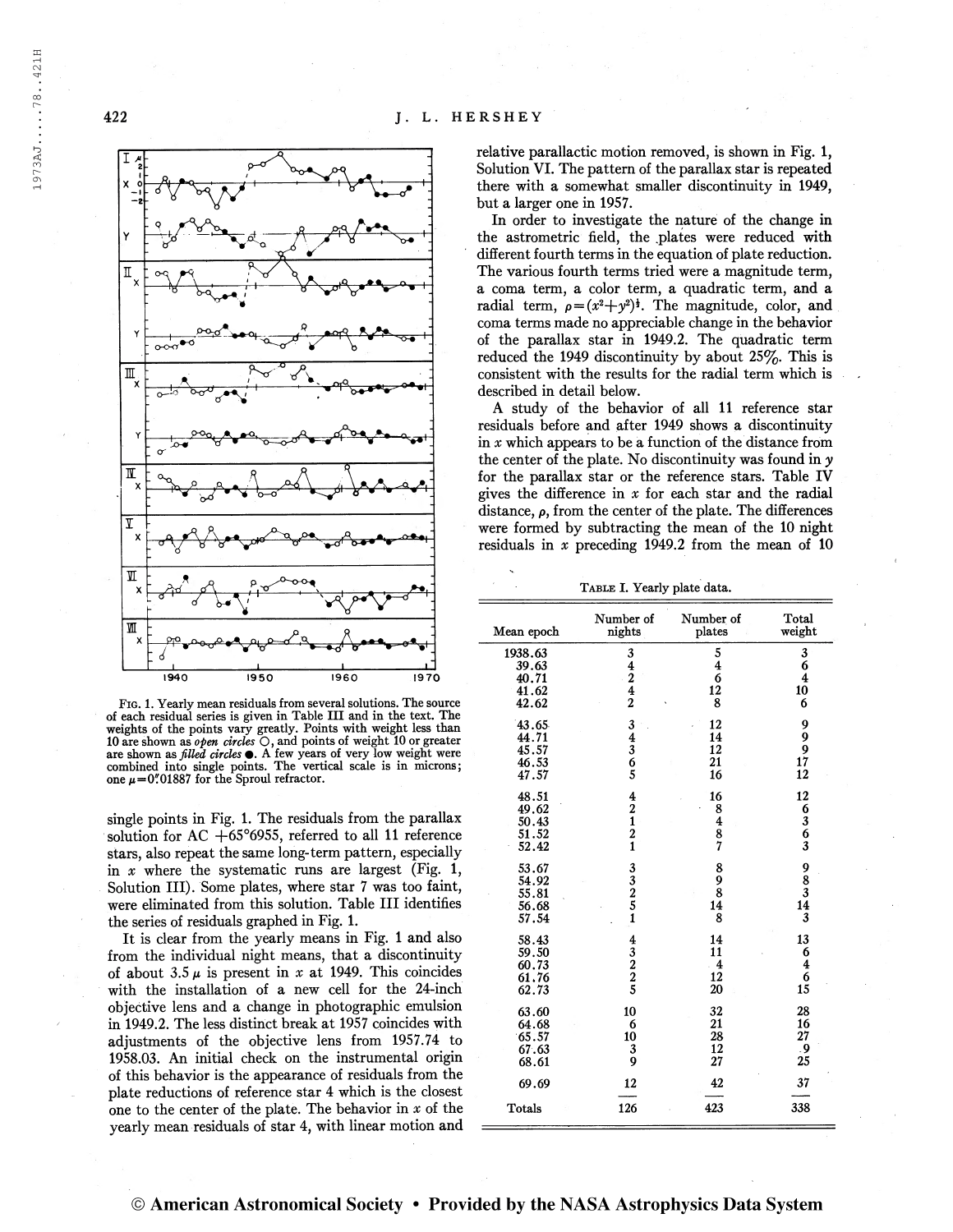FIG. 1. Yearly mean residuals from several solutions. The source of each residual series is given in Table III and in the text. The weights of the points vary greatly. Points with weight less than 10 are shown as *open circles* ○, and points of weight 10 or greater are shown as *filled circles* ●. A few years of very low weight were combined into single points. The vertical scale is in microns; one $\mu = 0\overset{''}{.}01887$ for the Sproul refractor.

single points in Fig. 1. The residuals from the parallax solution for AC +65°6955, referred to all 11 reference stars, also repeat the same long-term pattern, especially in $x$ where the systematic runs are largest (Fig. 1, Solution III). Some plates, where star 7 was too faint, were eliminated from this solution. Table III identifies the series of residuals graphed in Fig. 1.

It is clear from the yearly means in Fig. 1 and also from the individual night means, that a discontinuity of about 3.5 $\mu$ is present in $x$ at 1949. This coincides with the installation of a new cell for the 24-inch objective lens and a change in photographic emulsion in 1949.2. The less distinct break at 1957 coincides with adjustments of the objective lens from 1957.74 to 1958.03. An initial check on the instrumental origin of this behavior is the appearance of residuals from the plate reductions of reference star 4 which is the closest one to the center of the plate. The behavior in $x$ of the yearly mean residuals of star 4, with linear motion and relative parallactic motion removed, is shown in Fig. 1, Solution VI. The pattern of the parallax star is repeated there with a somewhat smaller discontinuity in 1949, but a larger one in 1957.

In order to investigate the nature of the change in the astrometric field, the plates were reduced with different fourth terms in the equation of plate reduction. The various fourth terms tried were a magnitude term, a coma term, a color term, a quadratic term, and a radial term, $\rho = (x^2 + y^2)^{\frac{1}{2}}$. The magnitude, color, and coma terms made no appreciable change in the behavior of the parallax star in 1949.2. The quadratic term reduced the 1949 discontinuity by about 25%. This is consistent with the results for the radial term which is described in detail below.

A study of the behavior of all 11 reference star residuals before and after 1949 shows a discontinuity in $x$ which appears to be a function of the distance from the center of the plate. No discontinuity was found in $y$ for the parallax star or the reference stars. Table IV gives the difference in $x$ for each star and the radial distance, $\rho$, from the center of the plate. The differences were formed by subtracting the mean of the 10 night residuals in $x$ preceding 1949.2 from the mean of 10

TABLE I. Yearly plate data.

| Mean epoch | Number of nights | Number of plates | Total weight |
|---|---|---|---|
| 1938.63 | 3 | 5 | 3 |
| 39.63 | 4 | 4 | 6 |
| 40.71 | 2 | 6 | 4 |
| 41.62 | 4 | 12 | 10 |
| 42.62 | 2 | 8 | 6 |
| 43.65 | 3 | 12 | 9 |
| 44.71 | 4 | 14 | 9 |
| 45.57 | 3 | 12 | 9 |
| 46.53 | 6 | 21 | 17 |
| 47.57 | 5 | 16 | 12 |
| 48.51 | 4 | 16 | 12 |
| 49.62 | 2 | 8 | 6 |
| 50.43 | 1 | 4 | 3 |
| 51.52 | 2 | 8 | 6 |
| 52.42 | 1 | 7 | 3 |
| 53.67 | 3 | 8 | 9 |
| 54.92 | 3 | 9 | 8 |
| 55.81 | 2 | 8 | 3 |
| 56.68 | 5 | 14 | 14 |
| 57.54 | 1 | 8 | 3 |
| 58.43 | 4 | 14 | 13 |
| 59.50 | 3 | 11 | 6 |
| 60.73 | 2 | 4 | 4 |
| 61.76 | 2 | 12 | 6 |
| 62.73 | 5 | 20 | 15 |
| 63.60 | 10 | 32 | 28 |
| 64.68 | 6 | 21 | 16 |
| 65.57 | 10 | 28 | 27 |
| 67.63 | 3 | 12 | 9 |
| 68.61 | 9 | 27 | 25 |
| 69.69 | 12 | 42 | 37 |
| Totals | 126 | 423 | 338 |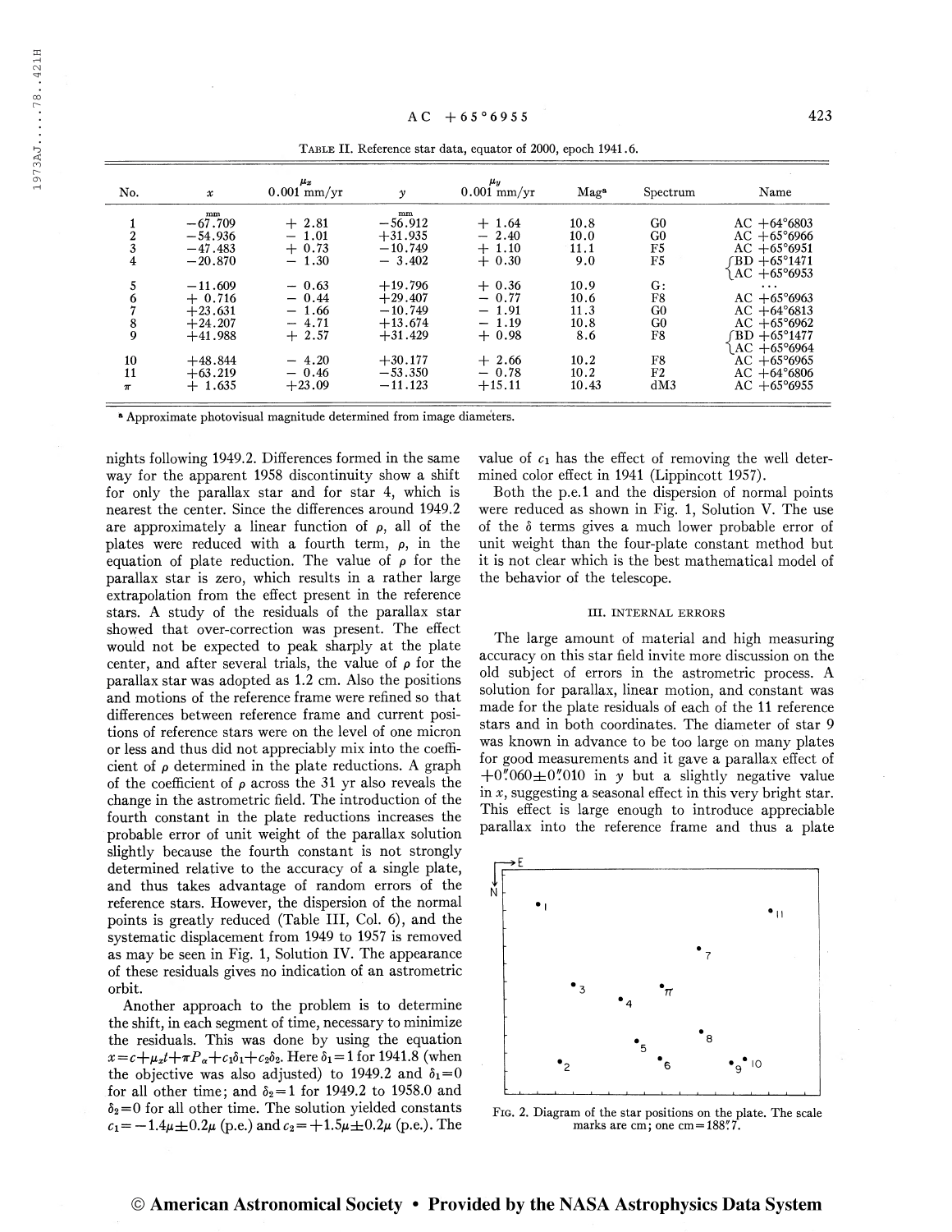TABLE II. Reference star data, equator of 2000, epoch 1941.6.

| No. | $x$ (mm) | $\mu_x$ 0.001 mm/yr | $y$ (mm) | $\mu_y$ 0.001 mm/yr | Mag[a] | Spectrum | Name |
|---|---|---|---|---|---|---|---|
| 1 | −67.709 | + 2.81 | −56.912 | + 1.64 | 10.8 | G0 | AC +64°6803 |
| 2 | −54.936 | − 1.01 | +31.935 | − 2.40 | 10.0 | G0 | AC +65°6966 |
| 3 | −47.483 | + 0.73 | −10.749 | + 1.10 | 11.1 | F5 | AC +65°6951 |
| 4 | −20.870 | − 1.30 | − 3.402 | + 0.30 | 9.0 | F5 | BD +65°1471 / AC +65°6953 |
| 5 | −11.609 | − 0.63 | +19.796 | + 0.36 | 10.9 | G: | ... |
| 6 | + 0.716 | − 0.44 | +29.407 | − 0.77 | 10.6 | F8 | AC +65°6963 |
| 7 | +23.631 | − 1.66 | −10.749 | − 1.91 | 11.3 | G0 | AC +64°6813 |
| 8 | +24.207 | − 4.71 | +13.674 | − 1.19 | 10.8 | G0 | AC +65°6962 |
| 9 | +41.988 | + 2.57 | +31.429 | + 0.98 | 8.6 | F8 | BD +65°1477 / AC +65°6964 |
| 10 | +48.844 | − 4.20 | +30.177 | + 2.66 | 10.2 | F8 | AC +65°6965 |
| 11 | +63.219 | − 0.46 | −53.350 | − 0.78 | 10.2 | F2 | AC +64°6806 |
| $\pi$ | + 1.635 | +23.09 | −11.123 | +15.11 | 10.43 | dM3 | AC +65°6955 |

[a] Approximate photovisual magnitude determined from image diameters.

nights following 1949.2. Differences formed in the same way for the apparent 1958 discontinuity show a shift for only the parallax star and for star 4, which is nearest the center. Since the differences around 1949.2 are approximately a linear function of $\rho$, all of the plates were reduced with a fourth term, $\rho$, in the equation of plate reduction. The value of $\rho$ for the parallax star is zero, which results in a rather large extrapolation from the effect present in the reference stars. A study of the residuals of the parallax star showed that over-correction was present. The effect would not be expected to peak sharply at the plate center, and after several trials, the value of $\rho$ for the parallax star was adopted as 1.2 cm. Also the positions and motions of the reference frame were refined so that differences between reference frame and current positions of reference stars were on the level of one micron or less and thus did not appreciably mix into the coefficient of $\rho$ determined in the plate reductions. A graph of the coefficient of $\rho$ across the 31 yr also reveals the change in the astrometric field. The introduction of the fourth constant in the plate reductions increases the probable error of unit weight of the parallax solution slightly because the fourth constant is not strongly determined relative to the accuracy of a single plate, and thus takes advantage of random errors of the reference stars. However, the dispersion of the normal points is greatly reduced (Table III, Col. 6), and the systematic displacement from 1949 to 1957 is removed as may be seen in Fig. 1, Solution IV. The appearance of these residuals gives no indication of an astrometric orbit.

Another approach to the problem is to determine the shift, in each segment of time, necessary to minimize the residuals. This was done by using the equation $x=c+\mu_x t+\pi P_\alpha+c_1\delta_1+c_2\delta_2$. Here $\delta_1=1$ for 1941.8 (when the objective was also adjusted) to 1949.2 and $\delta_1=0$ for all other time; and $\delta_2=1$ for 1949.2 to 1958.0 and $\delta_2=0$ for all other time. The solution yielded constants $c_1=-1.4\mu\pm0.2\mu$ (p.e.) and $c_2=+1.5\mu\pm0.2\mu$ (p.e.). The value of $c_1$ has the effect of removing the well determined color effect in 1941 (Lippincott 1957).

Both the p.e.1 and the dispersion of normal points were reduced as shown in Fig. 1, Solution V. The use of the $\delta$ terms gives a much lower probable error of unit weight than the four-plate constant method but it is not clear which is the best mathematical model of the behavior of the telescope.

## III. INTERNAL ERRORS

The large amount of material and high measuring accuracy on this star field invite more discussion on the old subject of errors in the astrometric process. A solution for parallax, linear motion, and constant was made for the plate residuals of each of the 11 reference stars and in both coordinates. The diameter of star 9 was known in advance to be too large on many plates for good measurements and it gave a parallax effect of $+0''.060\pm0''.010$ in $y$ but a slightly negative value in $x$, suggesting a seasonal effect in this very bright star. This effect is large enough to introduce appreciable parallax into the reference frame and thus a plate

FIG. 2. Diagram of the star positions on the plate. The scale marks are cm; one cm = 188''.7.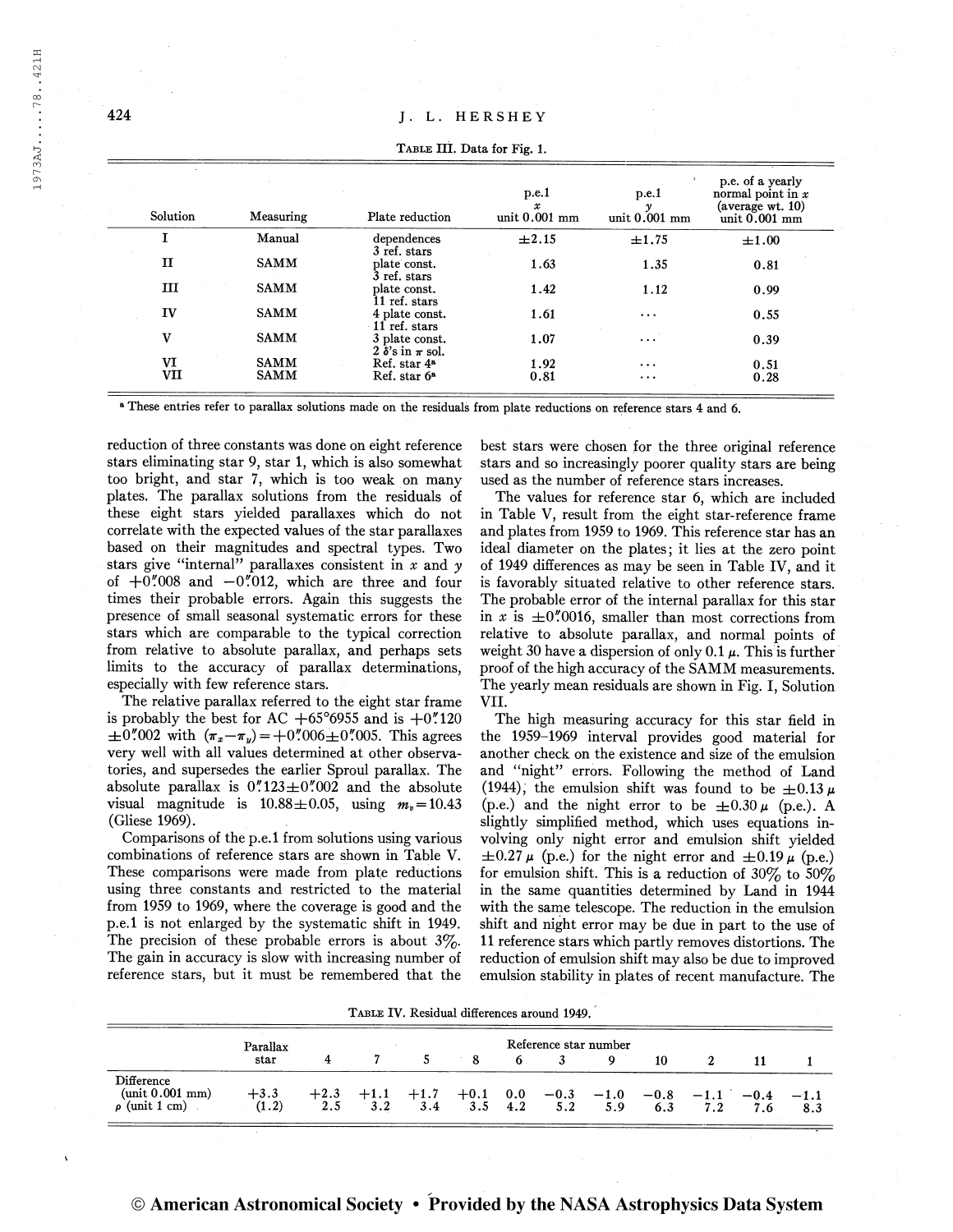TABLE III. Data for Fig. 1.

| Solution | Measuring | Plate reduction | p.e.1 $x$ unit 0.001 mm | p.e.1 $y$ unit 0.001 mm | p.e. of a yearly normal point in $x$ (average wt. 10) unit 0.001 mm |
|---|---|---|---|---|---|
| I | Manual | dependences 3 ref. stars | ±2.15 | ±1.75 | ±1.00 |
| II | SAMM | plate const. 3 ref. stars | 1.63 | 1.35 | 0.81 |
| III | SAMM | plate const. 11 ref. stars | 1.42 | 1.12 | 0.99 |
| IV | SAMM | 4 plate const. 11 ref. stars | 1.61 | ... | 0.55 |
| V | SAMM | 3 plate const. 2 $\delta$'s in $\pi$ sol. | 1.07 | ... | 0.39 |
| VI | SAMM | Ref. star 4[a] | 1.92 | ... | 0.51 |
| VII | SAMM | Ref. star 6[a] | 0.81 | ... | 0.28 |

[a] These entries refer to parallax solutions made on the residuals from plate reductions on reference stars 4 and 6.

reduction of three constants was done on eight reference stars eliminating star 9, star 1, which is also somewhat too bright, and star 7, which is too weak on many plates. The parallax solutions from the residuals of these eight stars yielded parallaxes which do not correlate with the expected values of the star parallaxes based on their magnitudes and spectral types. Two stars give "internal" parallaxes consistent in $x$ and $y$ of $+0''.008$ and $-0''.012$, which are three and four times their probable errors. Again this suggests the presence of small seasonal systematic errors for these stars which are comparable to the typical correction from relative to absolute parallax, and perhaps sets limits to the accuracy of parallax determinations, especially with few reference stars.

The relative parallax referred to the eight star frame is probably the best for AC $+65°6955$ and is $+0''.120 \pm 0''.002$ with $(\pi_x - \pi_y) = +0''.006 \pm 0''.005$. This agrees very well with all values determined at other observatories, and supersedes the earlier Sproul parallax. The absolute parallax is $0''.123 \pm 0''.002$ and the absolute visual magnitude is $10.88 \pm 0.05$, using $m_v = 10.43$ (Gliese 1969).

Comparisons of the p.e.1 from solutions using various combinations of reference stars are shown in Table V. These comparisons were made from plate reductions using three constants and restricted to the material from 1959 to 1969, where the coverage is good and the p.e.1 is not enlarged by the systematic shift in 1949. The precision of these probable errors is about 3%. The gain in accuracy is slow with increasing number of reference stars, but it must be remembered that the best stars were chosen for the three original reference stars and so increasingly poorer quality stars are being used as the number of reference stars increases.

The values for reference star 6, which are included in Table V, result from the eight star-reference frame and plates from 1959 to 1969. This reference star has an ideal diameter on the plates; it lies at the zero point of 1949 differences as may be seen in Table IV, and it is favorably situated relative to other reference stars. The probable error of the internal parallax for this star in $x$ is $\pm 0''.0016$, smaller than most corrections from relative to absolute parallax, and normal points of weight 30 have a dispersion of only 0.1 $\mu$. This is further proof of the high accuracy of the SAMM measurements. The yearly mean residuals are shown in Fig. I, Solution VII.

The high measuring accuracy for this star field in the 1959–1969 interval provides good material for another check on the existence and size of the emulsion and "night" errors. Following the method of Land (1944), the emulsion shift was found to be $\pm 0.13\,\mu$ (p.e.) and the night error to be $\pm 0.30\,\mu$ (p.e.). A slightly simplified method, which uses equations involving only night error and emulsion shift yielded $\pm 0.27\,\mu$ (p.e.) for the night error and $\pm 0.19\,\mu$ (p.e.) for emulsion shift. This is a reduction of 30% to 50% in the same quantities determined by Land in 1944 with the same telescope. The reduction in the emulsion shift and night error may be due in part to the use of 11 reference stars which partly removes distortions. The reduction of emulsion shift may also be due to improved emulsion stability in plates of recent manufacture. The

TABLE IV. Residual differences around 1949.

| | Parallax star | 4 | 7 | 5 | 8 | 6 | 3 | 9 | 10 | 2 | 11 | 1 |
|---|---|---|---|---|---|---|---|---|---|---|---|---|
| | | Reference star number | | | | | | | | | | |
| Difference (unit 0.001 mm) | +3.3 | +2.3 | +1.1 | +1.7 | +0.1 | 0.0 | −0.3 | −1.0 | −0.8 | −1.1 | −0.4 | −1.1 |
| $\rho$ (unit 1 cm) | (1.2) | 2.5 | 3.2 | 3.4 | 3.5 | 4.2 | 5.2 | 5.9 | 6.3 | 7.2 | 7.6 | 8.3 |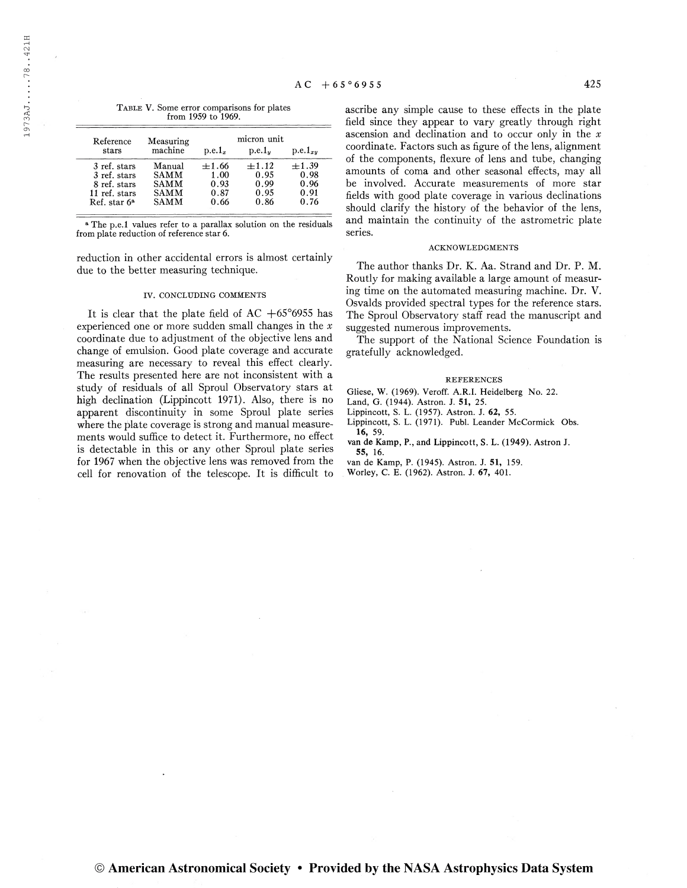TABLE V. Some error comparisons for plates from 1959 to 1969.

| Reference stars | Measuring machine | micron unit p.e.$1_x$ | p.e.$1_y$ | p.e.$1_{xy}$ |
|---|---|---|---|---|
| 3 ref. stars | Manual | ±1.66 | ±1.12 | ±1.39 |
| 3 ref. stars | SAMM | 1.00 | 0.95 | 0.98 |
| 8 ref. stars | SAMM | 0.93 | 0.99 | 0.96 |
| 11 ref. stars | SAMM | 0.87 | 0.95 | 0.91 |
| Ref. star 6[a] | SAMM | 0.66 | 0.86 | 0.76 |

[a] The p.e.1 values refer to a parallax solution on the residuals from plate reduction of reference star 6.

reduction in other accidental errors is almost certainly due to the better measuring technique.

## IV. CONCLUDING COMMENTS

It is clear that the plate field of AC +65°6955 has experienced one or more sudden small changes in the $x$ coordinate due to adjustment of the objective lens and change of emulsion. Good plate coverage and accurate measuring are necessary to reveal this effect clearly. The results presented here are not inconsistent with a study of residuals of all Sproul Observatory stars at high declination (Lippincott 1971). Also, there is no apparent discontinuity in some Sproul plate series where the plate coverage is strong and manual measurements would suffice to detect it. Furthermore, no effect is detectable in this or any other Sproul plate series for 1967 when the objective lens was removed from the cell for renovation of the telescope. It is difficult to ascribe any simple cause to these effects in the plate field since they appear to vary greatly through right ascension and declination and to occur only in the $x$ coordinate. Factors such as figure of the lens, alignment of the components, flexure of lens and tube, changing amounts of coma and other seasonal effects, may all be involved. Accurate measurements of more star fields with good plate coverage in various declinations should clarify the history of the behavior of the lens, and maintain the continuity of the astrometric plate series.

## ACKNOWLEDGMENTS

The author thanks Dr. K. Aa. Strand and Dr. P. M. Routly for making available a large amount of measuring time on the automated measuring machine. Dr. V. Osvalds provided spectral types for the reference stars. The Sproul Observatory staff read the manuscript and suggested numerous improvements.

The support of the National Science Foundation is gratefully acknowledged.

## REFERENCES

Gliese, W. (1969). Veroff. A.R.I. Heidelberg No. 22.
Land, G. (1944). Astron. J. **51**, 25.
Lippincott, S. L. (1957). Astron. J. **62**, 55.
Lippincott, S. L. (1971). Publ. Leander McCormick Obs. **16**, 59.
van de Kamp, P., and Lippincott, S. L. (1949). Astron J. **55**, 16.
van de Kamp, P. (1945). Astron. J. **51**, 159.
Worley, C. E. (1962). Astron. J. **67**, 401.